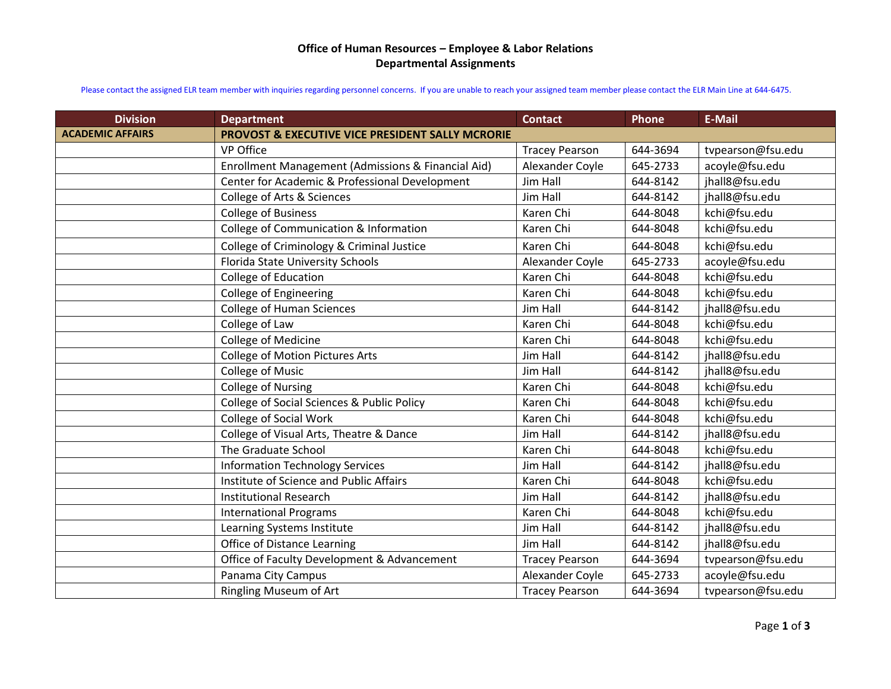# Office of Human Resources – Employee & Labor Relations
## Departmental Assignments

Please contact the assigned ELR team member with inquiries regarding personnel concerns. If you are unable to reach your assigned team member please contact the ELR Main Line at 644-6475.

| Division | Department | Contact | Phone | E-Mail |
|---|---|---|---|---|
| **ACADEMIC AFFAIRS** | **PROVOST & EXECUTIVE VICE PRESIDENT SALLY MCRORIE** | | | |
| | VP Office | Tracey Pearson | 644-3694 | tvpearson@fsu.edu |
| | Enrollment Management (Admissions & Financial Aid) | Alexander Coyle | 645-2733 | acoyle@fsu.edu |
| | Center for Academic & Professional Development | Jim Hall | 644-8142 | jhall8@fsu.edu |
| | College of Arts & Sciences | Jim Hall | 644-8142 | jhall8@fsu.edu |
| | College of Business | Karen Chi | 644-8048 | kchi@fsu.edu |
| | College of Communication & Information | Karen Chi | 644-8048 | kchi@fsu.edu |
| | College of Criminology & Criminal Justice | Karen Chi | 644-8048 | kchi@fsu.edu |
| | Florida State University Schools | Alexander Coyle | 645-2733 | acoyle@fsu.edu |
| | College of Education | Karen Chi | 644-8048 | kchi@fsu.edu |
| | College of Engineering | Karen Chi | 644-8048 | kchi@fsu.edu |
| | College of Human Sciences | Jim Hall | 644-8142 | jhall8@fsu.edu |
| | College of Law | Karen Chi | 644-8048 | kchi@fsu.edu |
| | College of Medicine | Karen Chi | 644-8048 | kchi@fsu.edu |
| | College of Motion Pictures Arts | Jim Hall | 644-8142 | jhall8@fsu.edu |
| | College of Music | Jim Hall | 644-8142 | jhall8@fsu.edu |
| | College of Nursing | Karen Chi | 644-8048 | kchi@fsu.edu |
| | College of Social Sciences & Public Policy | Karen Chi | 644-8048 | kchi@fsu.edu |
| | College of Social Work | Karen Chi | 644-8048 | kchi@fsu.edu |
| | College of Visual Arts, Theatre & Dance | Jim Hall | 644-8142 | jhall8@fsu.edu |
| | The Graduate School | Karen Chi | 644-8048 | kchi@fsu.edu |
| | Information Technology Services | Jim Hall | 644-8142 | jhall8@fsu.edu |
| | Institute of Science and Public Affairs | Karen Chi | 644-8048 | kchi@fsu.edu |
| | Institutional Research | Jim Hall | 644-8142 | jhall8@fsu.edu |
| | International Programs | Karen Chi | 644-8048 | kchi@fsu.edu |
| | Learning Systems Institute | Jim Hall | 644-8142 | jhall8@fsu.edu |
| | Office of Distance Learning | Jim Hall | 644-8142 | jhall8@fsu.edu |
| | Office of Faculty Development & Advancement | Tracey Pearson | 644-3694 | tvpearson@fsu.edu |
| | Panama City Campus | Alexander Coyle | 645-2733 | acoyle@fsu.edu |
| | Ringling Museum of Art | Tracey Pearson | 644-3694 | tvpearson@fsu.edu |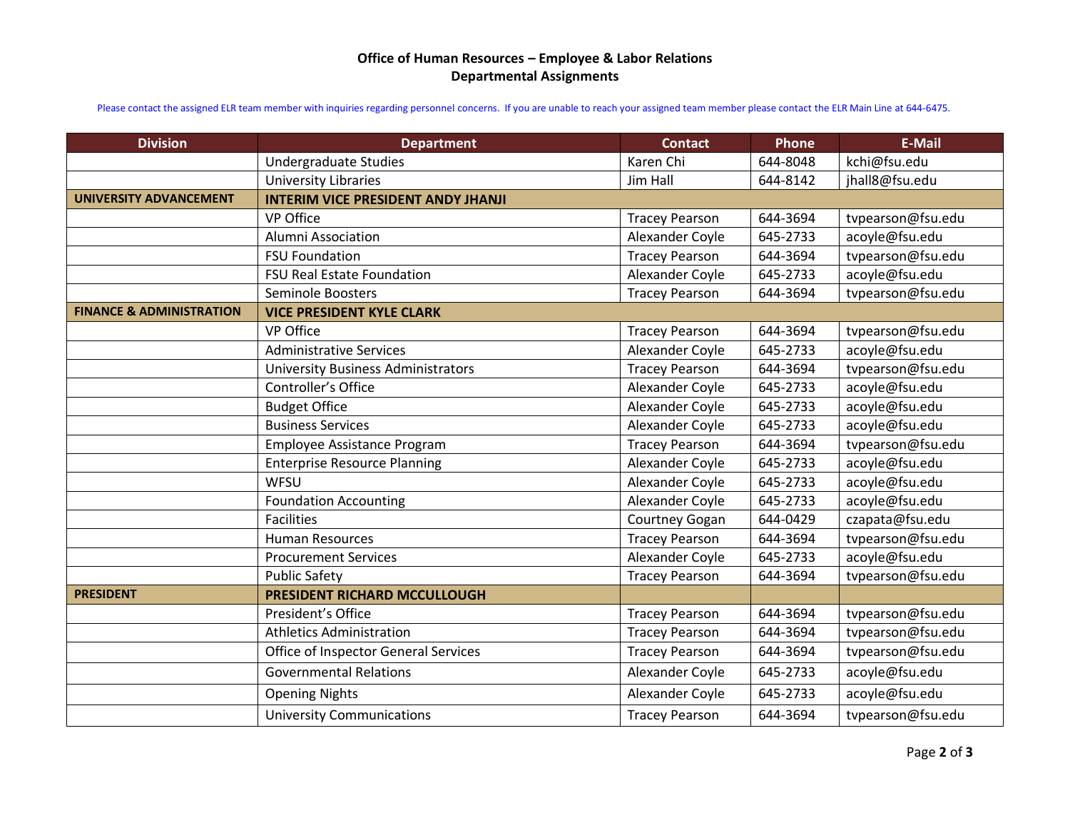**Office of Human Resources – Employee & Labor Relations**
**Departmental Assignments**

Please contact the assigned ELR team member with inquiries regarding personnel concerns. If you are unable to reach your assigned team member please contact the ELR Main Line at 644-6475.

| Division | Department | Contact | Phone | E-Mail |
|---|---|---|---|---|
| | Undergraduate Studies | Karen Chi | 644-8048 | kchi@fsu.edu |
| | University Libraries | Jim Hall | 644-8142 | jhall8@fsu.edu |
| **UNIVERSITY ADVANCEMENT** | **INTERIM VICE PRESIDENT ANDY JHANJI** | | | |
| | VP Office | Tracey Pearson | 644-3694 | tvpearson@fsu.edu |
| | Alumni Association | Alexander Coyle | 645-2733 | acoyle@fsu.edu |
| | FSU Foundation | Tracey Pearson | 644-3694 | tvpearson@fsu.edu |
| | FSU Real Estate Foundation | Alexander Coyle | 645-2733 | acoyle@fsu.edu |
| | Seminole Boosters | Tracey Pearson | 644-3694 | tvpearson@fsu.edu |
| **FINANCE & ADMINISTRATION** | **VICE PRESIDENT KYLE CLARK** | | | |
| | VP Office | Tracey Pearson | 644-3694 | tvpearson@fsu.edu |
| | Administrative Services | Alexander Coyle | 645-2733 | acoyle@fsu.edu |
| | University Business Administrators | Tracey Pearson | 644-3694 | tvpearson@fsu.edu |
| | Controller's Office | Alexander Coyle | 645-2733 | acoyle@fsu.edu |
| | Budget Office | Alexander Coyle | 645-2733 | acoyle@fsu.edu |
| | Business Services | Alexander Coyle | 645-2733 | acoyle@fsu.edu |
| | Employee Assistance Program | Tracey Pearson | 644-3694 | tvpearson@fsu.edu |
| | Enterprise Resource Planning | Alexander Coyle | 645-2733 | acoyle@fsu.edu |
| | WFSU | Alexander Coyle | 645-2733 | acoyle@fsu.edu |
| | Foundation Accounting | Alexander Coyle | 645-2733 | acoyle@fsu.edu |
| | Facilities | Courtney Gogan | 644-0429 | czapata@fsu.edu |
| | Human Resources | Tracey Pearson | 644-3694 | tvpearson@fsu.edu |
| | Procurement Services | Alexander Coyle | 645-2733 | acoyle@fsu.edu |
| | Public Safety | Tracey Pearson | 644-3694 | tvpearson@fsu.edu |
| **PRESIDENT** | **PRESIDENT RICHARD MCCULLOUGH** | | | |
| | President's Office | Tracey Pearson | 644-3694 | tvpearson@fsu.edu |
| | Athletics Administration | Tracey Pearson | 644-3694 | tvpearson@fsu.edu |
| | Office of Inspector General Services | Tracey Pearson | 644-3694 | tvpearson@fsu.edu |
| | Governmental Relations | Alexander Coyle | 645-2733 | acoyle@fsu.edu |
| | Opening Nights | Alexander Coyle | 645-2733 | acoyle@fsu.edu |
| | University Communications | Tracey Pearson | 644-3694 | tvpearson@fsu.edu |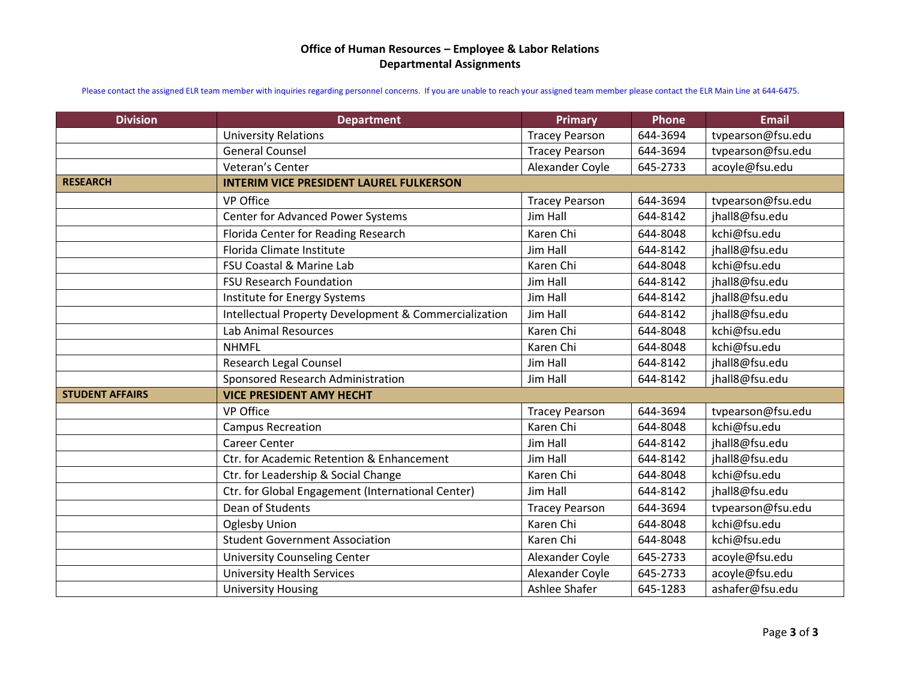**Office of Human Resources – Employee & Labor Relations**
**Departmental Assignments**

Please contact the assigned ELR team member with inquiries regarding personnel concerns. If you are unable to reach your assigned team member please contact the ELR Main Line at 644-6475.

| Division | Department | Primary | Phone | Email |
|---|---|---|---|---|
| | University Relations | Tracey Pearson | 644-3694 | tvpearson@fsu.edu |
| | General Counsel | Tracey Pearson | 644-3694 | tvpearson@fsu.edu |
| | Veteran's Center | Alexander Coyle | 645-2733 | acoyle@fsu.edu |
| **RESEARCH** | **INTERIM VICE PRESIDENT LAUREL FULKERSON** | | | |
| | VP Office | Tracey Pearson | 644-3694 | tvpearson@fsu.edu |
| | Center for Advanced Power Systems | Jim Hall | 644-8142 | jhall8@fsu.edu |
| | Florida Center for Reading Research | Karen Chi | 644-8048 | kchi@fsu.edu |
| | Florida Climate Institute | Jim Hall | 644-8142 | jhall8@fsu.edu |
| | FSU Coastal & Marine Lab | Karen Chi | 644-8048 | kchi@fsu.edu |
| | FSU Research Foundation | Jim Hall | 644-8142 | jhall8@fsu.edu |
| | Institute for Energy Systems | Jim Hall | 644-8142 | jhall8@fsu.edu |
| | Intellectual Property Development & Commercialization | Jim Hall | 644-8142 | jhall8@fsu.edu |
| | Lab Animal Resources | Karen Chi | 644-8048 | kchi@fsu.edu |
| | NHMFL | Karen Chi | 644-8048 | kchi@fsu.edu |
| | Research Legal Counsel | Jim Hall | 644-8142 | jhall8@fsu.edu |
| | Sponsored Research Administration | Jim Hall | 644-8142 | jhall8@fsu.edu |
| **STUDENT AFFAIRS** | **VICE PRESIDENT AMY HECHT** | | | |
| | VP Office | Tracey Pearson | 644-3694 | tvpearson@fsu.edu |
| | Campus Recreation | Karen Chi | 644-8048 | kchi@fsu.edu |
| | Career Center | Jim Hall | 644-8142 | jhall8@fsu.edu |
| | Ctr. for Academic Retention & Enhancement | Jim Hall | 644-8142 | jhall8@fsu.edu |
| | Ctr. for Leadership & Social Change | Karen Chi | 644-8048 | kchi@fsu.edu |
| | Ctr. for Global Engagement (International Center) | Jim Hall | 644-8142 | jhall8@fsu.edu |
| | Dean of Students | Tracey Pearson | 644-3694 | tvpearson@fsu.edu |
| | Oglesby Union | Karen Chi | 644-8048 | kchi@fsu.edu |
| | Student Government Association | Karen Chi | 644-8048 | kchi@fsu.edu |
| | University Counseling Center | Alexander Coyle | 645-2733 | acoyle@fsu.edu |
| | University Health Services | Alexander Coyle | 645-2733 | acoyle@fsu.edu |
| | University Housing | Ashlee Shafer | 645-1283 | ashafer@fsu.edu |